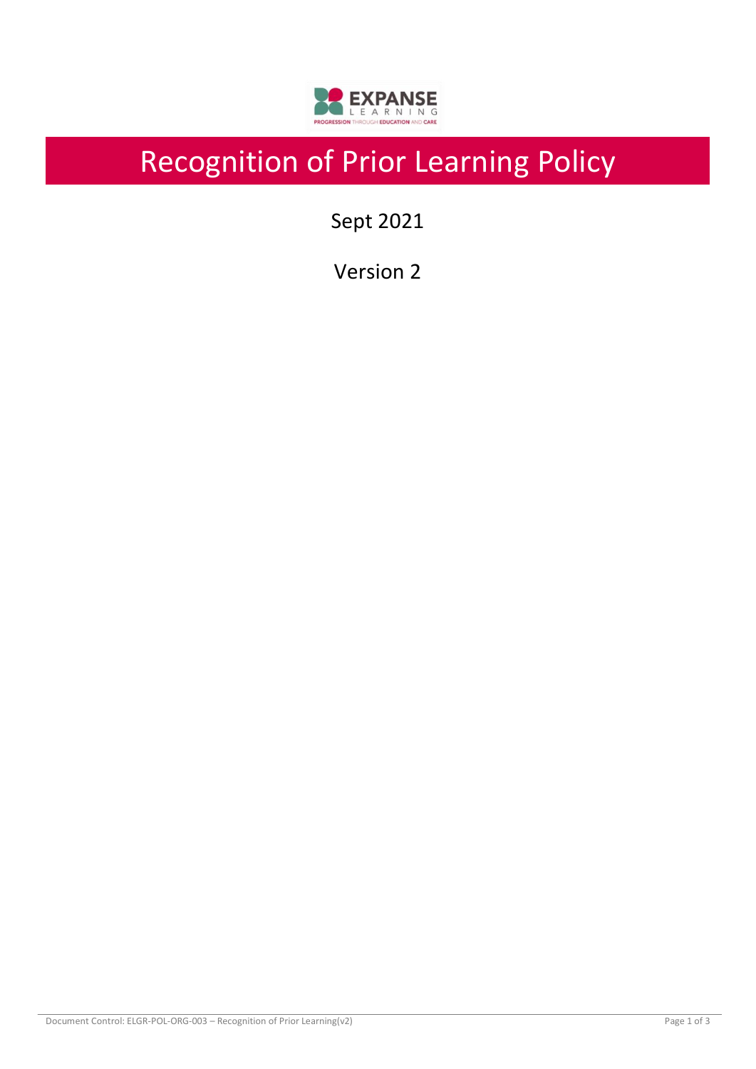# Recognition of Prior Learning Policy

Sept 2021

Version 2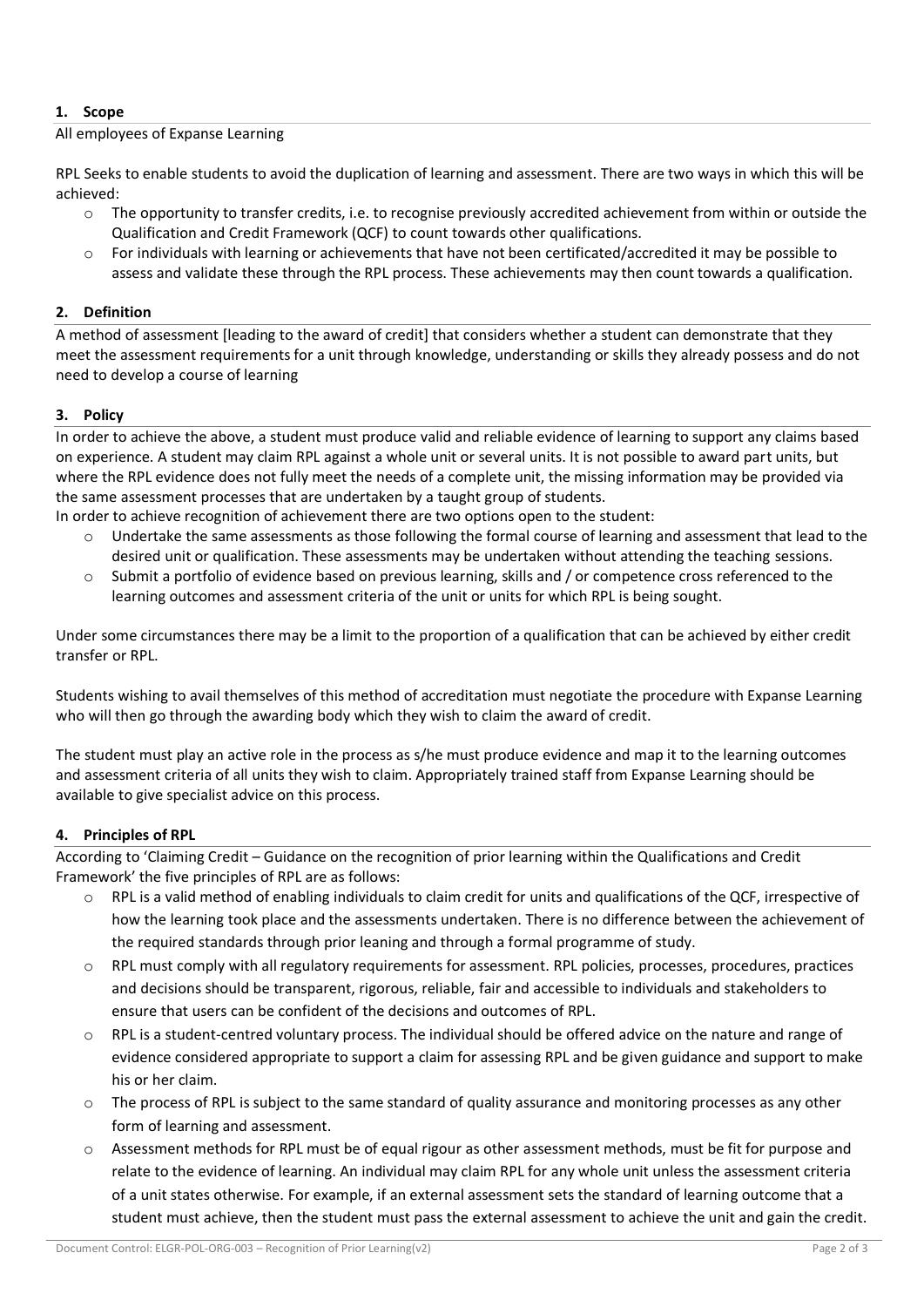## 1. Scope

All employees of Expanse Learning

RPL Seeks to enable students to avoid the duplication of learning and assessment. There are two ways in which this will be achieved:

- The opportunity to transfer credits, i.e. to recognise previously accredited achievement from within or outside the Qualification and Credit Framework (QCF) to count towards other qualifications.
- For individuals with learning or achievements that have not been certificated/accredited it may be possible to assess and validate these through the RPL process. These achievements may then count towards a qualification.

## 2. Definition

A method of assessment [leading to the award of credit] that considers whether a student can demonstrate that they meet the assessment requirements for a unit through knowledge, understanding or skills they already possess and do not need to develop a course of learning

## 3. Policy

In order to achieve the above, a student must produce valid and reliable evidence of learning to support any claims based on experience. A student may claim RPL against a whole unit or several units. It is not possible to award part units, but where the RPL evidence does not fully meet the needs of a complete unit, the missing information may be provided via the same assessment processes that are undertaken by a taught group of students.

In order to achieve recognition of achievement there are two options open to the student:

- Undertake the same assessments as those following the formal course of learning and assessment that lead to the desired unit or qualification. These assessments may be undertaken without attending the teaching sessions.
- Submit a portfolio of evidence based on previous learning, skills and / or competence cross referenced to the learning outcomes and assessment criteria of the unit or units for which RPL is being sought.

Under some circumstances there may be a limit to the proportion of a qualification that can be achieved by either credit transfer or RPL.

Students wishing to avail themselves of this method of accreditation must negotiate the procedure with Expanse Learning who will then go through the awarding body which they wish to claim the award of credit.

The student must play an active role in the process as s/he must produce evidence and map it to the learning outcomes and assessment criteria of all units they wish to claim. Appropriately trained staff from Expanse Learning should be available to give specialist advice on this process.

## 4. Principles of RPL

According to 'Claiming Credit – Guidance on the recognition of prior learning within the Qualifications and Credit Framework' the five principles of RPL are as follows:

- RPL is a valid method of enabling individuals to claim credit for units and qualifications of the QCF, irrespective of how the learning took place and the assessments undertaken. There is no difference between the achievement of the required standards through prior leaning and through a formal programme of study.
- RPL must comply with all regulatory requirements for assessment. RPL policies, processes, procedures, practices and decisions should be transparent, rigorous, reliable, fair and accessible to individuals and stakeholders to ensure that users can be confident of the decisions and outcomes of RPL.
- RPL is a student-centred voluntary process. The individual should be offered advice on the nature and range of evidence considered appropriate to support a claim for assessing RPL and be given guidance and support to make his or her claim.
- The process of RPL is subject to the same standard of quality assurance and monitoring processes as any other form of learning and assessment.
- Assessment methods for RPL must be of equal rigour as other assessment methods, must be fit for purpose and relate to the evidence of learning. An individual may claim RPL for any whole unit unless the assessment criteria of a unit states otherwise. For example, if an external assessment sets the standard of learning outcome that a student must achieve, then the student must pass the external assessment to achieve the unit and gain the credit.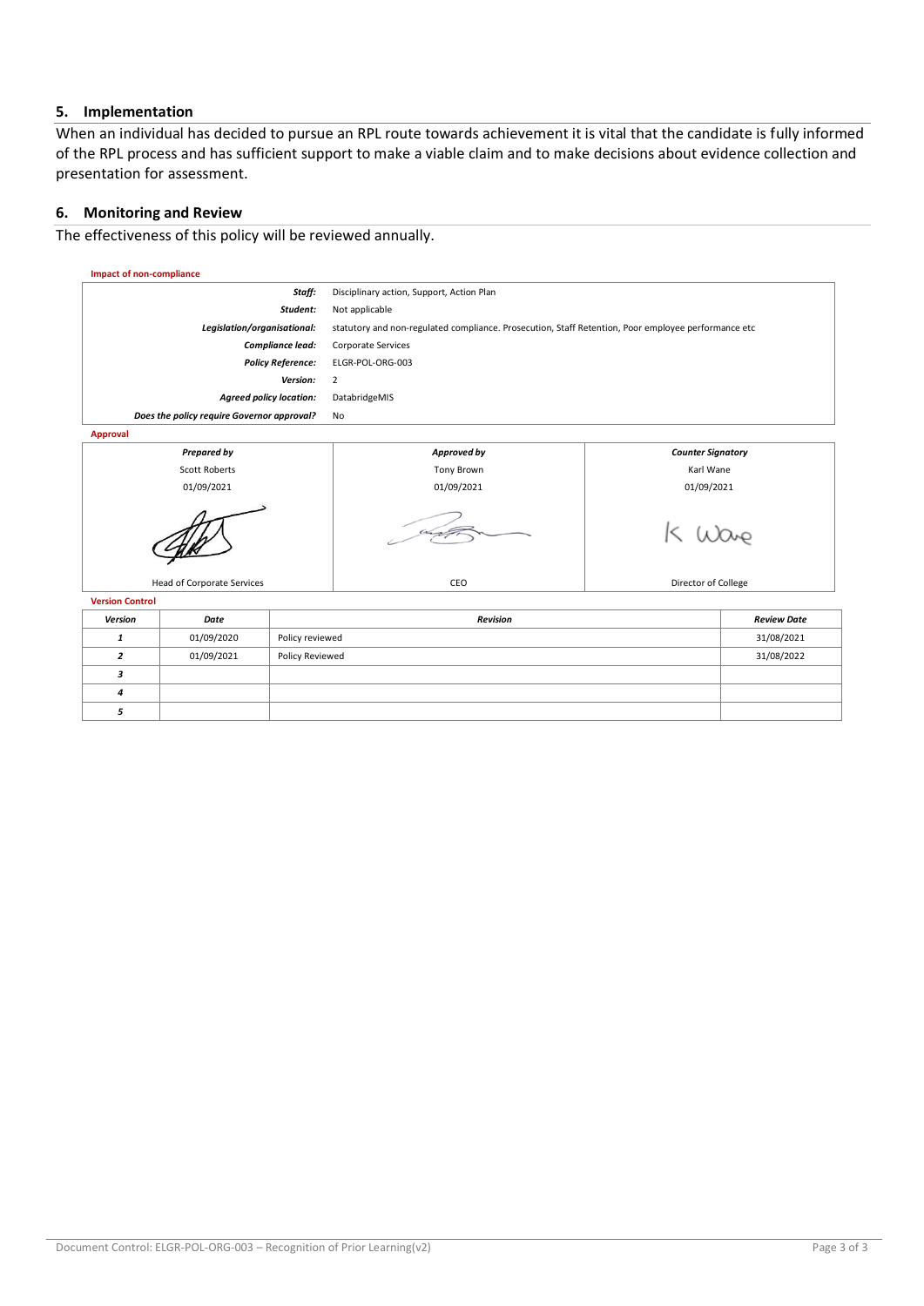## 5. Implementation

When an individual has decided to pursue an RPL route towards achievement it is vital that the candidate is fully informed of the RPL process and has sufficient support to make a viable claim and to make decisions about evidence collection and presentation for assessment.

## 6. Monitoring and Review

The effectiveness of this policy will be reviewed annually.

**Impact of non-compliance**

| | |
|---|---|
| ***Staff:*** | Disciplinary action, Support, Action Plan |
| ***Student:*** | Not applicable |
| ***Legislation/organisational:*** | statutory and non-regulated compliance. Prosecution, Staff Retention, Poor employee performance etc |
| ***Compliance lead:*** | Corporate Services |
| ***Policy Reference:*** | ELGR-POL-ORG-003 |
| ***Version:*** | 2 |
| ***Agreed policy location:*** | DatabridgeMIS |
| ***Does the policy require Governor approval?*** | No |

**Approval**

| ***Prepared by*** | ***Approved by*** | ***Counter Signatory*** |
|---|---|---|
| Scott Roberts | Tony Brown | Karl Wane |
| 01/09/2021 | 01/09/2021 | 01/09/2021 |
| | | K Wane |
| Head of Corporate Services | CEO | Director of College |

**Version Control**

| *Version* | *Date* | *Revision* | *Review Date* |
|---|---|---|---|
| *1* | 01/09/2020 | Policy reviewed | 31/08/2021 |
| *2* | 01/09/2021 | Policy Reviewed | 31/08/2022 |
| *3* | | | |
| *4* | | | |
| *5* | | | |

Document Control: ELGR-POL-ORG-003 – Recognition of Prior Learning(v2)